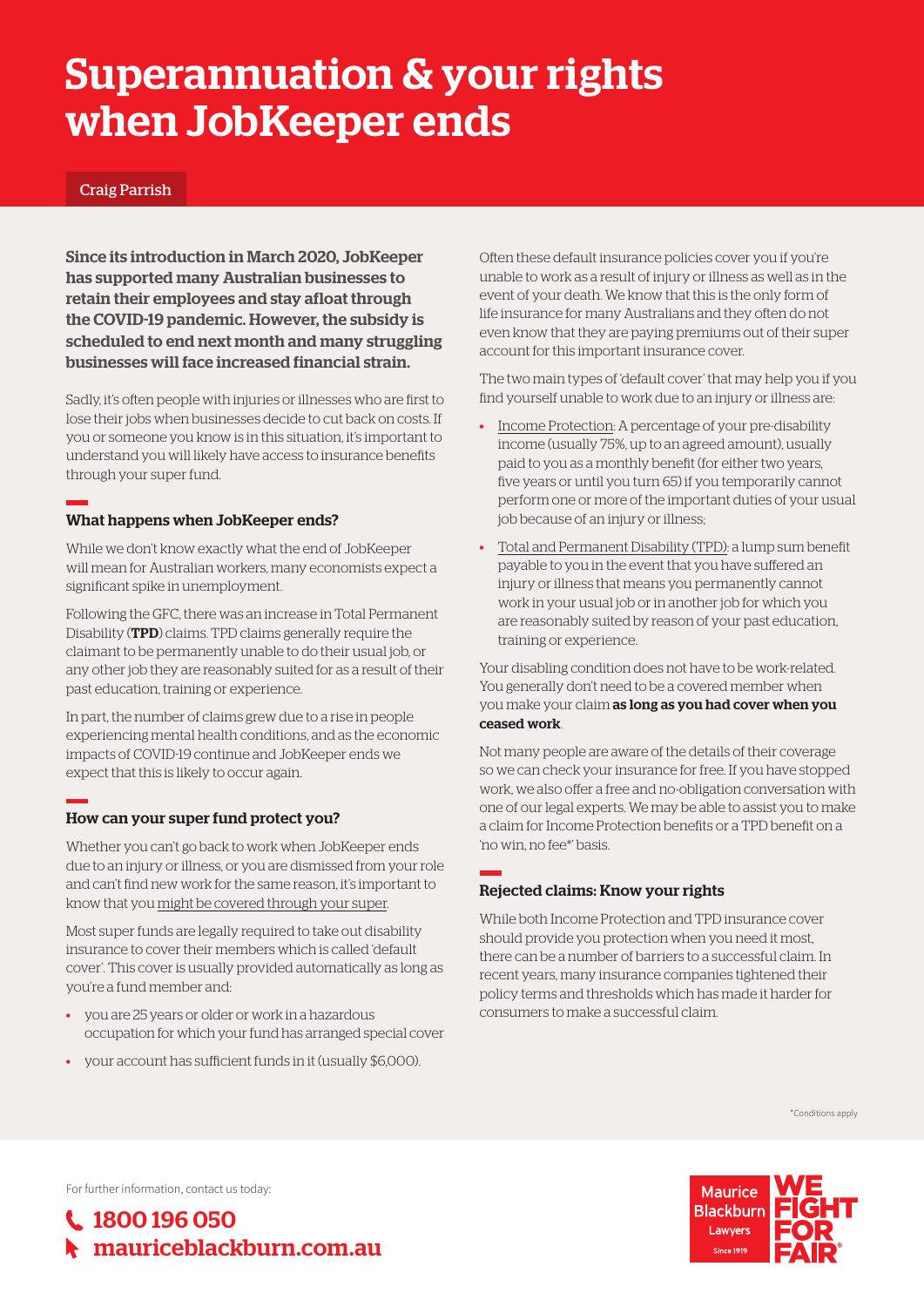# Superannuation & your rights when JobKeeper ends

Craig Parrish

**Since its introduction in March 2020, JobKeeper has supported many Australian businesses to retain their employees and stay afloat through the COVID-19 pandemic. However, the subsidy is scheduled to end next month and many struggling businesses will face increased financial strain.**

Sadly, it's often people with injuries or illnesses who are first to lose their jobs when businesses decide to cut back on costs. If you or someone you know is in this situation, it's important to understand you will likely have access to insurance benefits through your super fund.

### What happens when JobKeeper ends?

While we don't know exactly what the end of JobKeeper will mean for Australian workers, many economists expect a significant spike in unemployment.

Following the GFC, there was an increase in Total Permanent Disability (**TPD**) claims. TPD claims generally require the claimant to be permanently unable to do their usual job, or any other job they are reasonably suited for as a result of their past education, training or experience.

In part, the number of claims grew due to a rise in people experiencing mental health conditions, and as the economic impacts of COVID-19 continue and JobKeeper ends we expect that this is likely to occur again.

### How can your super fund protect you?

Whether you can't go back to work when JobKeeper ends due to an injury or illness, or you are dismissed from your role and can't find new work for the same reason, it's important to know that you might be covered through your super.

Most super funds are legally required to take out disability insurance to cover their members which is called 'default cover'. This cover is usually provided automatically as long as you're a fund member and:

- you are 25 years or older or work in a hazardous occupation for which your fund has arranged special cover
- your account has sufficient funds in it (usually $6,000).

Often these default insurance policies cover you if you're unable to work as a result of injury or illness as well as in the event of your death. We know that this is the only form of life insurance for many Australians and they often do not even know that they are paying premiums out of their super account for this important insurance cover.

The two main types of 'default cover' that may help you if you find yourself unable to work due to an injury or illness are:

- Income Protection: A percentage of your pre-disability income (usually 75%, up to an agreed amount), usually paid to you as a monthly benefit (for either two years, five years or until you turn 65) if you temporarily cannot perform one or more of the important duties of your usual job because of an injury or illness;
- Total and Permanent Disability (TPD): a lump sum benefit payable to you in the event that you have suffered an injury or illness that means you permanently cannot work in your usual job or in another job for which you are reasonably suited by reason of your past education, training or experience.

Your disabling condition does not have to be work-related. You generally don't need to be a covered member when you make your claim **as long as you had cover when you ceased work**.

Not many people are aware of the details of their coverage so we can check your insurance for free. If you have stopped work, we also offer a free and no-obligation conversation with one of our legal experts. We may be able to assist you to make a claim for Income Protection benefits or a TPD benefit on a 'no win, no fee*' basis.

### Rejected claims: Know your rights

While both Income Protection and TPD insurance cover should provide you protection when you need it most, there can be a number of barriers to a successful claim. In recent years, many insurance companies tightened their policy terms and thresholds which has made it harder for consumers to make a successful claim.

*Conditions apply

For further information, contact us today:

1800 196 050

mauriceblackburn.com.au

Maurice Blackburn Lawyers Since 1919 WE FIGHT FOR FAIR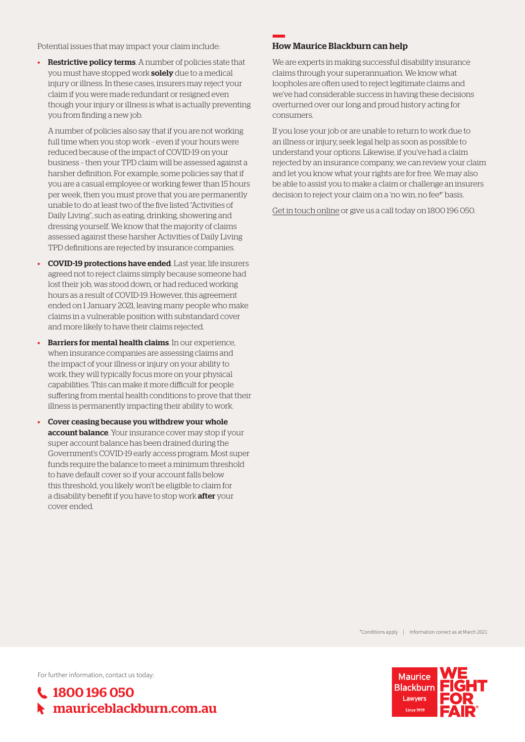Potential issues that may impact your claim include:

- **Restrictive policy terms**. A number of policies state that you must have stopped work **solely** due to a medical injury or illness. In these cases, insurers may reject your claim if you were made redundant or resigned even though your injury or illness is what is actually preventing you from finding a new job.

  A number of policies also say that if you are not working full time when you stop work – even if your hours were reduced because of the impact of COVID-19 on your business – then your TPD claim will be assessed against a harsher definition. For example, some policies say that if you are a casual employee or working fewer than 15 hours per week, then you must prove that you are permanently unable to do at least two of the five listed "Activities of Daily Living", such as eating, drinking, showering and dressing yourself. We know that the majority of claims assessed against these harsher Activities of Daily Living TPD definitions are rejected by insurance companies.

- **COVID-19 protections have ended**. Last year, life insurers agreed not to reject claims simply because someone had lost their job, was stood down, or had reduced working hours as a result of COVID-19. However, this agreement ended on 1 January 2021, leaving many people who make claims in a vulnerable position with substandard cover and more likely to have their claims rejected.

- **Barriers for mental health claims**. In our experience, when insurance companies are assessing claims and the impact of your illness or injury on your ability to work, they will typically focus more on your physical capabilities. This can make it more difficult for people suffering from mental health conditions to prove that their illness is permanently impacting their ability to work.

- **Cover ceasing because you withdrew your whole account balance**. Your insurance cover may stop if your super account balance has been drained during the Government's COVID-19 early access program. Most super funds require the balance to meet a minimum threshold to have default cover so if your account falls below this threshold, you likely won't be eligible to claim for a disability benefit if you have to stop work **after** your cover ended.

## How Maurice Blackburn can help

We are experts in making successful disability insurance claims through your superannuation. We know what loopholes are often used to reject legitimate claims and we've had considerable success in having these decisions overturned over our long and proud history acting for consumers.

If you lose your job or are unable to return to work due to an illness or injury, seek legal help as soon as possible to understand your options. Likewise, if you've had a claim rejected by an insurance company, we can review your claim and let you know what your rights are for free. We may also be able to assist you to make a claim or challenge an insurers decision to reject your claim on a 'no win, no fee*' basis.

Get in touch online or give us a call today on 1800 196 050.

*Conditions apply | Information correct as at March 2021

For further information, contact us today:

**1800 196 050**

**mauriceblackburn.com.au**

Maurice Blackburn Lawyers Since 1919

WE FIGHT FOR FAIR®